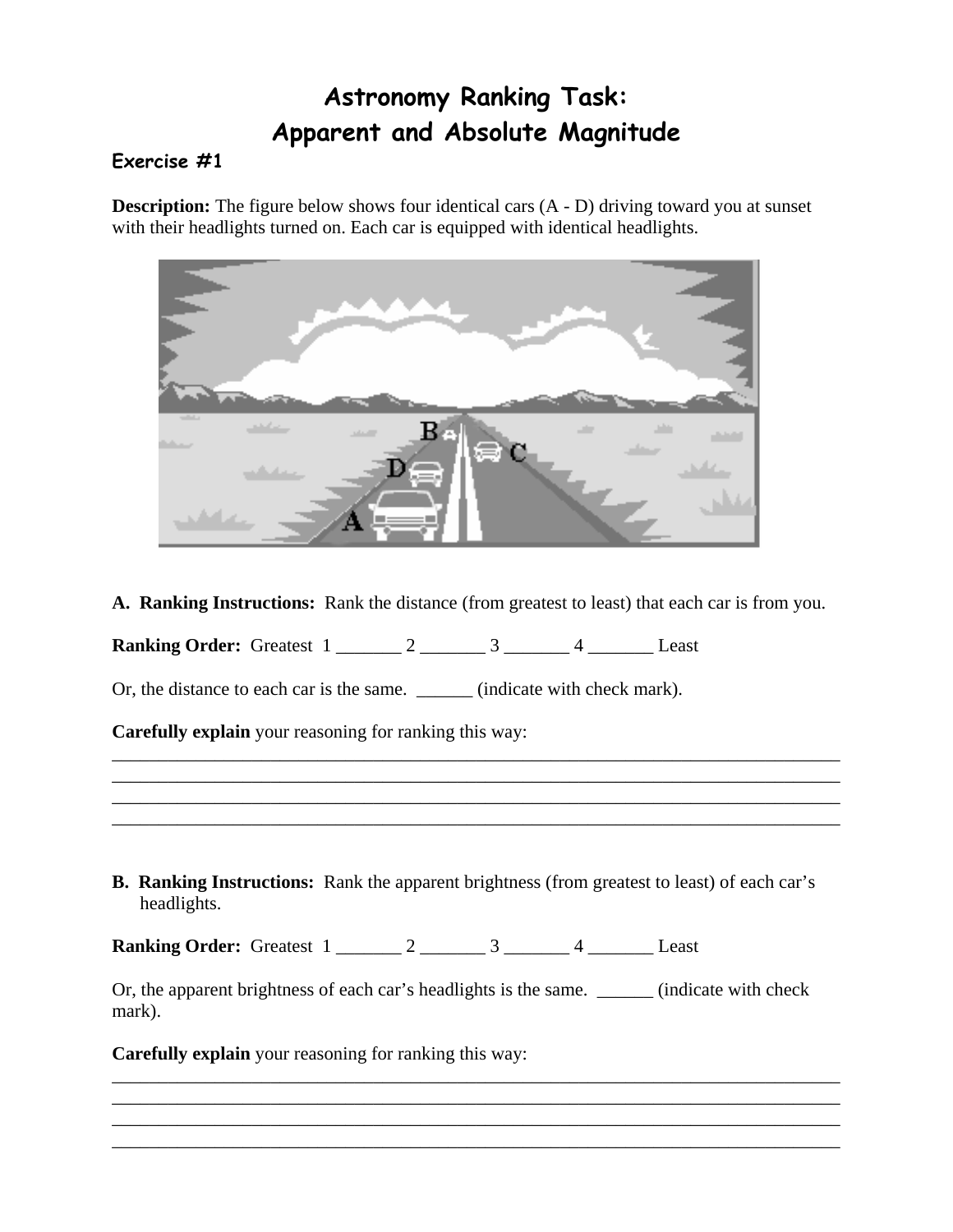# Astronomy Ranking Task: Apparent and Absolute Magnitude

### Exercise #1

**Description:** The figure below shows four identical cars (A - D) driving toward you at sunset with their headlights turned on. Each car is equipped with identical headlights.

**A. Ranking Instructions:** Rank the distance (from greatest to least) that each car is from you.

**Ranking Order:** Greatest 1 _______ 2 _______ 3 _______ 4 _______ Least

Or, the distance to each car is the same. ______ (indicate with check mark).

**Carefully explain** your reasoning for ranking this way:

_______________________________________________________________________________

_______________________________________________________________________________

_______________________________________________________________________________

_______________________________________________________________________________

**B. Ranking Instructions:** Rank the apparent brightness (from greatest to least) of each car's headlights.

**Ranking Order:** Greatest 1 _______ 2 _______ 3 _______ 4 _______ Least

Or, the apparent brightness of each car's headlights is the same. ______ (indicate with check mark).

**Carefully explain** your reasoning for ranking this way:

_______________________________________________________________________________

_______________________________________________________________________________

_______________________________________________________________________________

_______________________________________________________________________________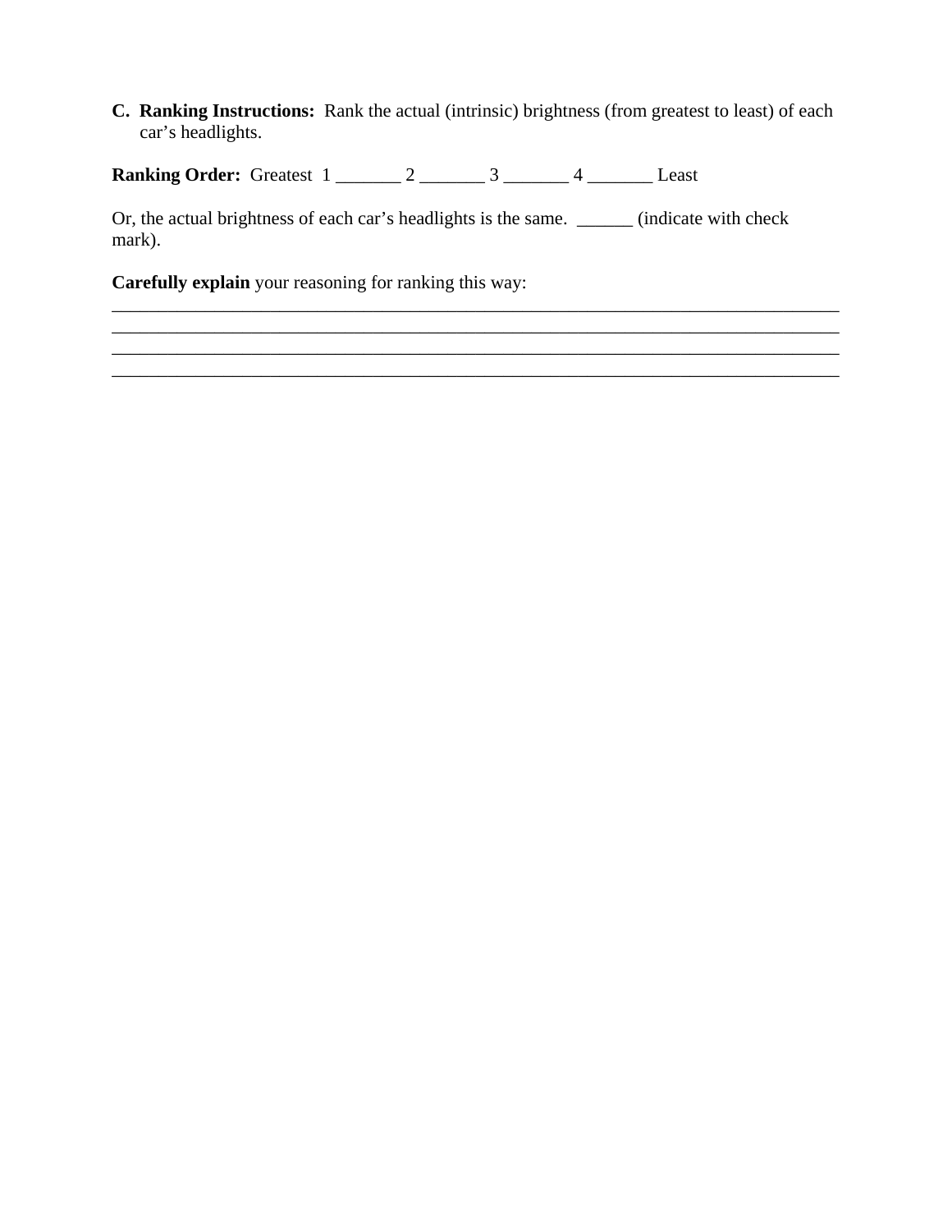**C. Ranking Instructions:** Rank the actual (intrinsic) brightness (from greatest to least) of each car's headlights.

**Ranking Order:** Greatest 1 _______ 2 _______ 3 _______ 4 _______ Least

Or, the actual brightness of each car's headlights is the same. ______ (indicate with check mark).

**Carefully explain** your reasoning for ranking this way:
_______________________________________________________________________________
_______________________________________________________________________________
_______________________________________________________________________________
_______________________________________________________________________________